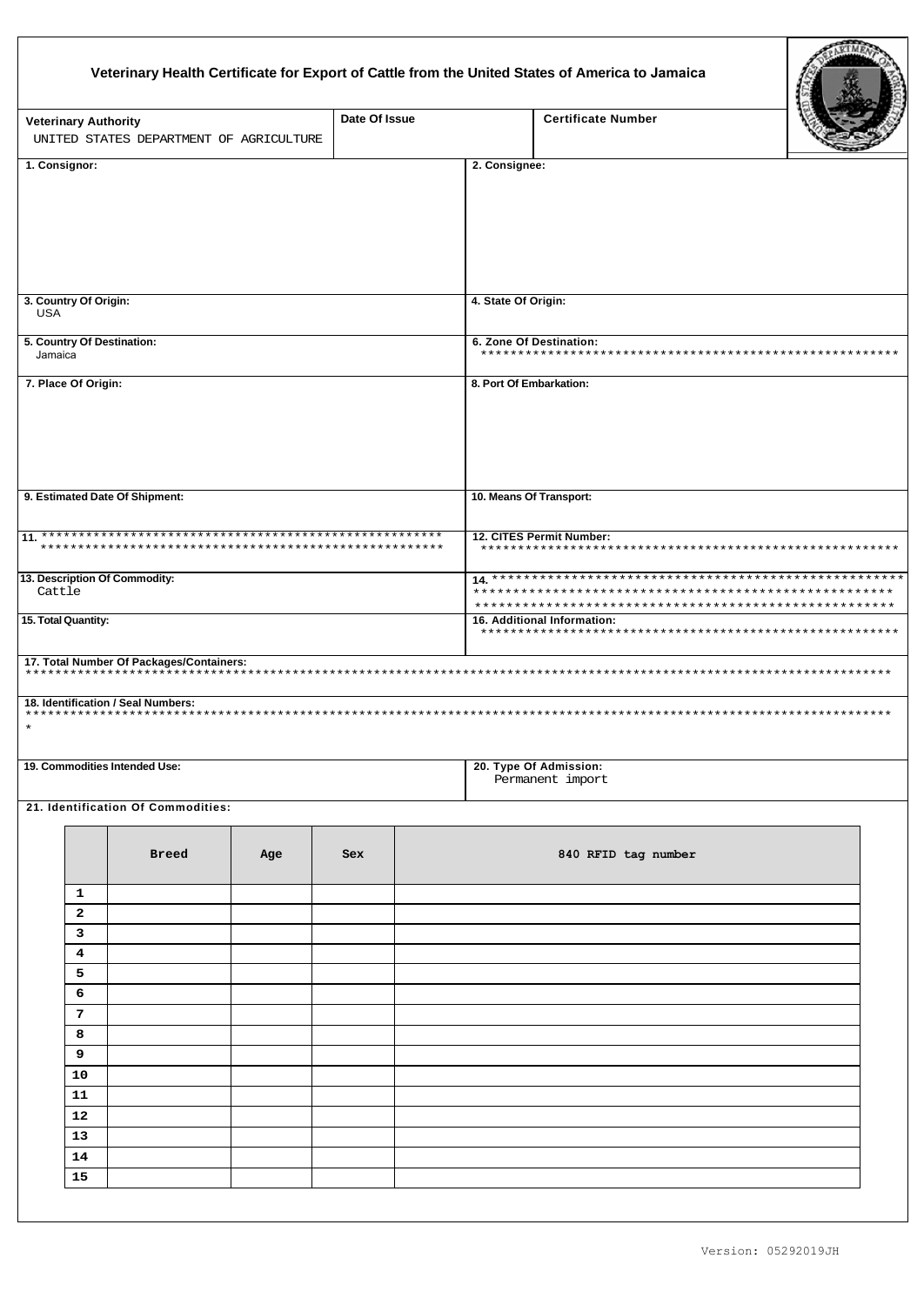# Veterinary Health Certificate for Export of Cattle from the United States of America to Jamaica

| Veterinary Authority | Date Of Issue | Certificate Number |
|---|---|---|
| UNITED STATES DEPARTMENT OF AGRICULTURE | | |

**1. Consignor:**

**2. Consignee:**

**3. Country Of Origin:** USA

**4. State Of Origin:**

**5. Country Of Destination:** Jamaica

**6. Zone Of Destination:** *********************************************************

**7. Place Of Origin:**

**8. Port Of Embarkation:**

**9. Estimated Date Of Shipment:**

**10. Means Of Transport:**

**11.** *******************************************************
*******************************************************

**12. CITES Permit Number:** *********************************************************

**13. Description Of Commodity:** Cattle

**14.** *****************************************************
*****************************************************
*****************************************************

**15. Total Quantity:**

**16. Additional Information:** *********************************************************

**17. Total Number Of Packages/Containers:** ********************************************************************************************************************

**18. Identification / Seal Numbers:** ********************************************************************************************************************
*

**19. Commodities Intended Use:**

**20. Type Of Admission:** Permanent import

**21. Identification Of Commodities:**

| | Breed | Age | Sex | 840 RFID tag number |
|---|---|---|---|---|
| 1 | | | | |
| 2 | | | | |
| 3 | | | | |
| 4 | | | | |
| 5 | | | | |
| 6 | | | | |
| 7 | | | | |
| 8 | | | | |
| 9 | | | | |
| 10 | | | | |
| 11 | | | | |
| 12 | | | | |
| 13 | | | | |
| 14 | | | | |
| 15 | | | | |

Version: 05292019JH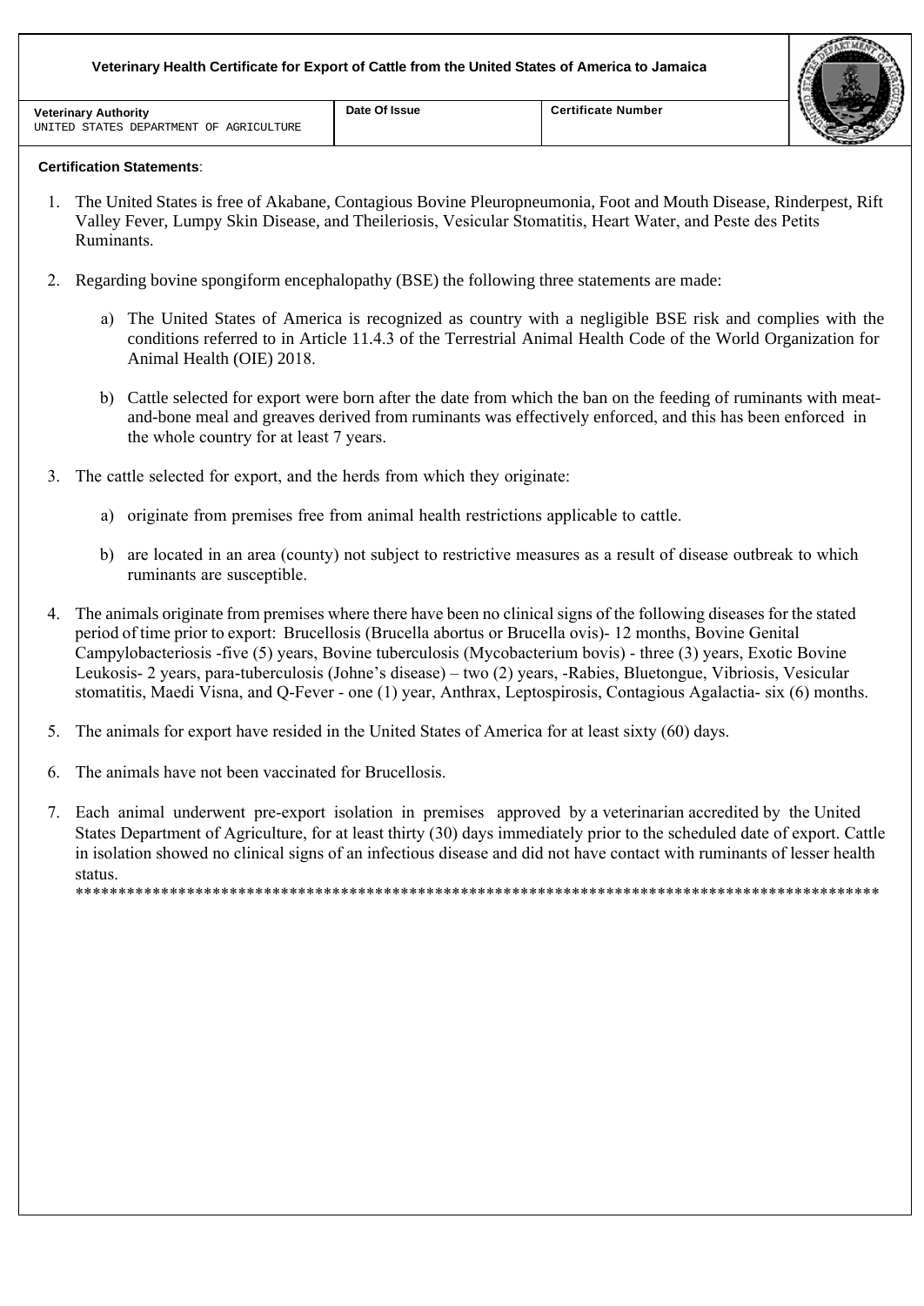**Veterinary Health Certificate for Export of Cattle from the United States of America to Jamaica**

| Veterinary Authority | Date Of Issue | Certificate Number |
|---|---|---|
| UNITED STATES DEPARTMENT OF AGRICULTURE | | |

**Certification Statements**:

1. The United States is free of Akabane, Contagious Bovine Pleuropneumonia, Foot and Mouth Disease, Rinderpest, Rift Valley Fever, Lumpy Skin Disease, and Theileriosis, Vesicular Stomatitis, Heart Water, and Peste des Petits Ruminants.

2. Regarding bovine spongiform encephalopathy (BSE) the following three statements are made:

   a) The United States of America is recognized as country with a negligible BSE risk and complies with the conditions referred to in Article 11.4.3 of the Terrestrial Animal Health Code of the World Organization for Animal Health (OIE) 2018.

   b) Cattle selected for export were born after the date from which the ban on the feeding of ruminants with meat-and-bone meal and greaves derived from ruminants was effectively enforced, and this has been enforced in the whole country for at least 7 years.

3. The cattle selected for export, and the herds from which they originate:

   a) originate from premises free from animal health restrictions applicable to cattle.

   b) are located in an area (county) not subject to restrictive measures as a result of disease outbreak to which ruminants are susceptible.

4. The animals originate from premises where there have been no clinical signs of the following diseases for the stated period of time prior to export: Brucellosis (Brucella abortus or Brucella ovis)- 12 months, Bovine Genital Campylobacteriosis -five (5) years, Bovine tuberculosis (Mycobacterium bovis) - three (3) years, Exotic Bovine Leukosis- 2 years, para-tuberculosis (Johne's disease) – two (2) years, -Rabies, Bluetongue, Vibriosis, Vesicular stomatitis, Maedi Visna, and Q-Fever - one (1) year, Anthrax, Leptospirosis, Contagious Agalactia- six (6) months.

5. The animals for export have resided in the United States of America for at least sixty (60) days.

6. The animals have not been vaccinated for Brucellosis.

7. Each animal underwent pre-export isolation in premises approved by a veterinarian accredited by the United States Department of Agriculture, for at least thirty (30) days immediately prior to the scheduled date of export. Cattle in isolation showed no clinical signs of an infectious disease and did not have contact with ruminants of lesser health status.

*************************************************************************************************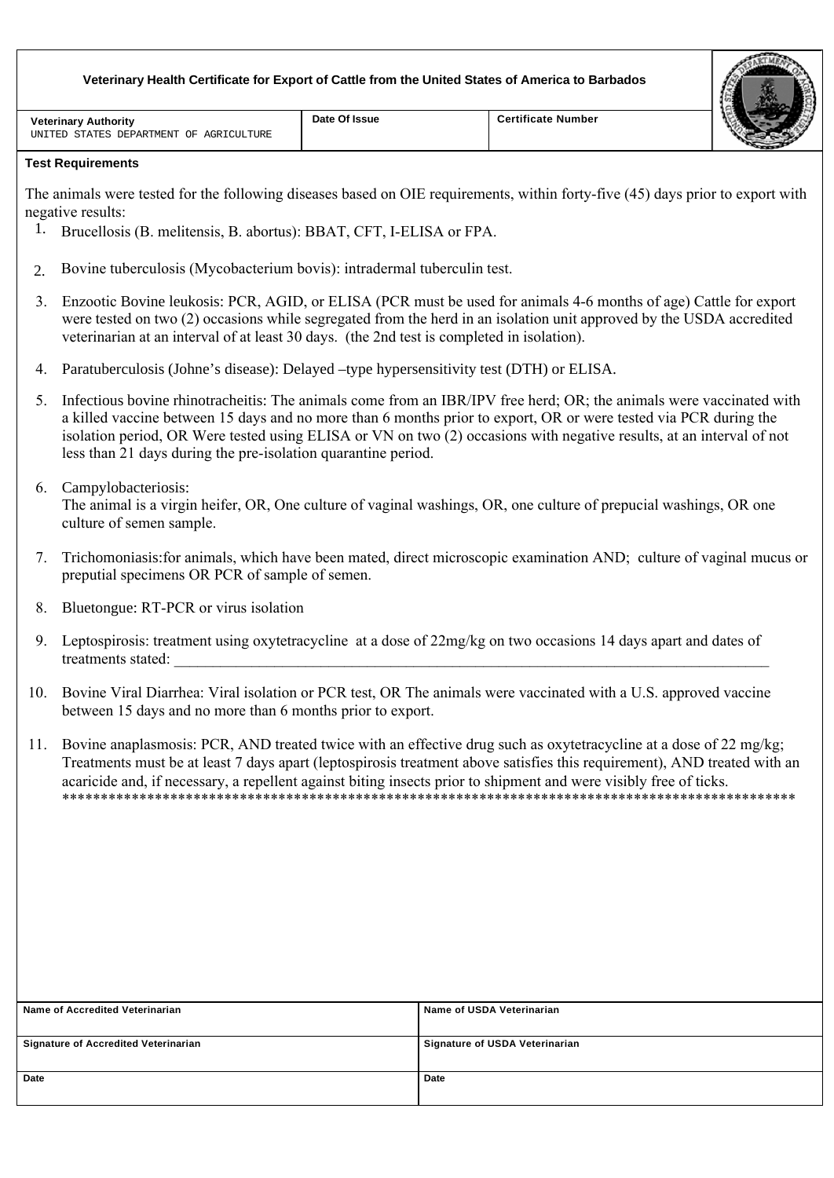**Veterinary Health Certificate for Export of Cattle from the United States of America to Barbados**

| Veterinary Authority | Date Of Issue | Certificate Number |
|---|---|---|
| UNITED STATES DEPARTMENT OF AGRICULTURE | | |

**Test Requirements**

The animals were tested for the following diseases based on OIE requirements, within forty-five (45) days prior to export with negative results:

1. Brucellosis (B. melitensis, B. abortus): BBAT, CFT, I-ELISA or FPA.
2. Bovine tuberculosis (Mycobacterium bovis): intradermal tuberculin test.
3. Enzootic Bovine leukosis: PCR, AGID, or ELISA (PCR must be used for animals 4-6 months of age) Cattle for export were tested on two (2) occasions while segregated from the herd in an isolation unit approved by the USDA accredited veterinarian at an interval of at least 30 days. (the 2nd test is completed in isolation).
4. Paratuberculosis (Johne's disease): Delayed –type hypersensitivity test (DTH) or ELISA.
5. Infectious bovine rhinotracheitis: The animals come from an IBR/IPV free herd; OR; the animals were vaccinated with a killed vaccine between 15 days and no more than 6 months prior to export, OR or were tested via PCR during the isolation period, OR Were tested using ELISA or VN on two (2) occasions with negative results, at an interval of not less than 21 days during the pre-isolation quarantine period.
6. Campylobacteriosis:
   The animal is a virgin heifer, OR, One culture of vaginal washings, OR, one culture of prepucial washings, OR one culture of semen sample.
7. Trichomoniasis:for animals, which have been mated, direct microscopic examination AND; culture of vaginal mucus or preputial specimens OR PCR of sample of semen.
8. Bluetongue: RT-PCR or virus isolation
9. Leptospirosis: treatment using oxytetracycline at a dose of 22mg/kg on two occasions 14 days apart and dates of treatments stated: ___________________________________________________________________________
10. Bovine Viral Diarrhea: Viral isolation or PCR test, OR The animals were vaccinated with a U.S. approved vaccine between 15 days and no more than 6 months prior to export.
11. Bovine anaplasmosis: PCR, AND treated twice with an effective drug such as oxytetracycline at a dose of 22 mg/kg; Treatments must be at least 7 days apart (leptospirosis treatment above satisfies this requirement), AND treated with an acaricide and, if necessary, a repellent against biting insects prior to shipment and were visibly free of ticks.
   ****************************************************************************************************

| | |
|---|---|
| **Name of Accredited Veterinarian** | **Name of USDA Veterinarian** |
| **Signature of Accredited Veterinarian** | **Signature of USDA Veterinarian** |
| **Date** | **Date** |